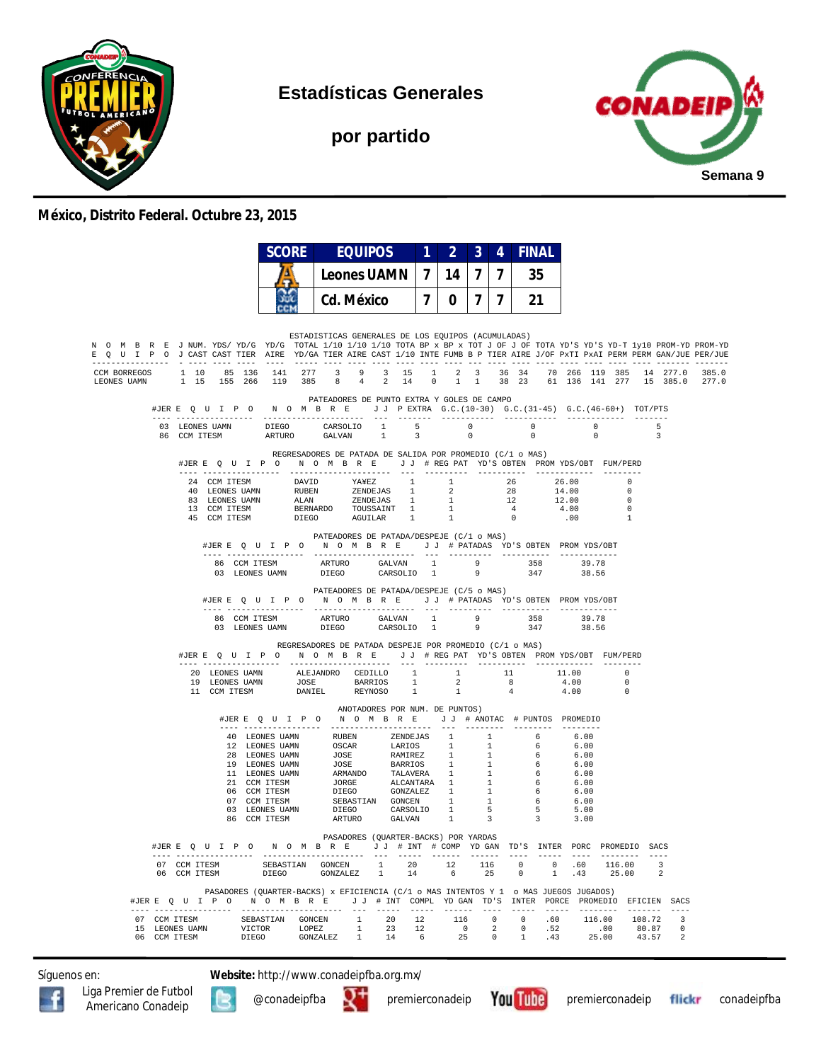# Estadísticas Generales

## por partido

Semana 9

**México, Distrito Federal. Octubre 23, 2015**

| SCORE | EQUIPOS | 1 | 2 | 3 | 4 | FINAL |
|---|---|---|---|---|---|---|
| | Leones UAMN | 7 | 14 | 7 | 7 | 35 |
| | Cd. México | 7 | 0 | 7 | 7 | 21 |

### ESTADISTICAS GENERALES DE LOS EQUIPOS (ACUMULADAS)

| N O M B R E E Q U I P O | J J | NUM. CAST | YDS/ CAST | YD/G TIER | YD/G AIRE | TOTAL YD/GA | 1/10 TIER | 1/10 AIRE | 1/10 CAST | TOTA 1/10 | BP x INTE | BP x FUMB | TOT B P | J OF TIER | J OF AIRE | TOTA J/OF | YD'S PxTI | YD'S PxAI | YD-T PERM | 1y10 PERM | PROM-YD GAN/JUE | PROM-YD PER/JUE |
|---|---|---|---|---|---|---|---|---|---|---|---|---|---|---|---|---|---|---|---|---|---|---|
| CCM BORREGOS | 1 | 10 | 85 | 136 | 141 | 277 | 3 | 9 | 3 | 15 | 1 | 2 | 3 | 36 | 34 | 70 | 266 | 119 | 385 | 14 | 277.0 | 385.0 |
| LEONES UAMN | 1 | 15 | 155 | 266 | 119 | 385 | 8 | 4 | 2 | 14 | 0 | 1 | 1 | 38 | 23 | 61 | 136 | 141 | 277 | 15 | 385.0 | 277.0 |

### PATEADORES DE PUNTO EXTRA Y GOLES DE CAMPO

| #JER | E Q U I P O | N O M B R E | | J J | P EXTRA | G.C.(10-30) | G.C.(31-45) | G.C.(46-60+) | TOT/PTS |
|---|---|---|---|---|---|---|---|---|---|
| 03 | LEONES UAMN | DIEGO | CARSOLIO | 1 | 5 | 0 | 0 | 0 | 5 |
| 86 | CCM ITESM | ARTURO | GALVAN | 1 | 3 | 0 | 0 | 0 | 3 |

### REGRESADORES DE PATADA DE SALIDA POR PROMEDIO (C/1 o MAS)

| #JER | E Q U I P O | N O M B R E | | J J | # REG PAT | YD'S OBTEN | PROM YDS/OBT | FUM/PERD |
|---|---|---|---|---|---|---|---|---|
| 24 | CCM ITESM | DAVID | YA¥EZ | 1 | 1 | 26 | 26.00 | 0 |
| 40 | LEONES UAMN | RUBEN | ZENDEJAS | 1 | 2 | 28 | 14.00 | 0 |
| 83 | LEONES UAMN | ALAN | ZENDEJAS | 1 | 1 | 12 | 12.00 | 0 |
| 13 | CCM ITESM | BERNARDO | TOUSSAINT | 1 | 1 | 4 | 4.00 | 0 |
| 45 | CCM ITESM | DIEGO | AGUILAR | 1 | 1 | 0 | .00 | 1 |

### PATEADORES DE PATADA/DESPEJE (C/1 o MAS)

| #JER | E Q U I P O | N O M B R E | | J J | # PATADAS | YD'S OBTEN | PROM YDS/OBT |
|---|---|---|---|---|---|---|---|
| 86 | CCM ITESM | ARTURO | GALVAN | 1 | 9 | 358 | 39.78 |
| 03 | LEONES UAMN | DIEGO | CARSOLIO | 1 | 9 | 347 | 38.56 |

### PATEADORES DE PATADA/DESPEJE (C/5 o MAS)

| #JER | E Q U I P O | N O M B R E | | J J | # PATADAS | YD'S OBTEN | PROM YDS/OBT |
|---|---|---|---|---|---|---|---|
| 86 | CCM ITESM | ARTURO | GALVAN | 1 | 9 | 358 | 39.78 |
| 03 | LEONES UAMN | DIEGO | CARSOLIO | 1 | 9 | 347 | 38.56 |

### REGRESADORES DE PATADA DESPEJE POR PROMEDIO (C/1 o MAS)

| #JER | E Q U I P O | N O M B R E | | J J | # REG PAT | YD'S OBTEN | PROM YDS/OBT | FUM/PERD |
|---|---|---|---|---|---|---|---|---|
| 20 | LEONES UAMN | ALEJANDRO | CEDILLO | 1 | 1 | 11 | 11.00 | 0 |
| 19 | LEONES UAMN | JOSE | BARRIOS | 1 | 2 | 8 | 4.00 | 0 |
| 11 | CCM ITESM | DANIEL | REYNOSO | 1 | 1 | 4 | 4.00 | 0 |

### ANOTADORES POR NUM. DE PUNTOS)

| #JER | E Q U I P O | N O M B R E | | J J | # ANOTAC | # PUNTOS | PROMEDIO |
|---|---|---|---|---|---|---|---|
| 40 | LEONES UAMN | RUBEN | ZENDEJAS | 1 | 1 | 6 | 6.00 |
| 12 | LEONES UAMN | OSCAR | LARIOS | 1 | 1 | 6 | 6.00 |
| 28 | LEONES UAMN | JOSE | RAMIREZ | 1 | 1 | 6 | 6.00 |
| 19 | LEONES UAMN | JOSE | BARRIOS | 1 | 1 | 6 | 6.00 |
| 11 | LEONES UAMN | ARMANDO | TALAVERA | 1 | 1 | 6 | 6.00 |
| 21 | CCM ITESM | JORGE | ALCANTARA | 1 | 1 | 6 | 6.00 |
| 06 | CCM ITESM | DIEGO | GONZALEZ | 1 | 1 | 6 | 6.00 |
| 07 | CCM ITESM | SEBASTIAN | GONCEN | 1 | 1 | 6 | 6.00 |
| 03 | LEONES UAMN | DIEGO | CARSOLIO | 1 | 5 | 5 | 5.00 |
| 86 | CCM ITESM | ARTURO | GALVAN | 1 | 3 | 3 | 3.00 |

### PASADORES (QUARTER-BACKS) POR YARDAS

| #JER | E Q U I P O | N O M B R E | | J J | # INT | # COMP | YD GAN | TD'S | INTER | PORC | PROMEDIO | SACS |
|---|---|---|---|---|---|---|---|---|---|---|---|---|
| 07 | CCM ITESM | SEBASTIAN | GONCEN | 1 | 20 | 12 | 116 | 0 | 0 | .60 | 116.00 | 3 |
| 06 | CCM ITESM | DIEGO | GONZALEZ | 1 | 14 | 6 | 25 | 0 | 1 | .43 | 25.00 | 2 |

### PASADORES (QUARTER-BACKS) x EFICIENCIA (C/1 o MAS INTENTOS Y 1 o MAS JUEGOS JUGADOS)

| #JER | E Q U I P O | N O M B R E | | J J | # INT | COMPL | YD GAN | TD'S | INTER | PORCE | PROMEDIO | EFICIEN | SACS |
|---|---|---|---|---|---|---|---|---|---|---|---|---|---|
| 07 | CCM ITESM | SEBASTIAN | GONCEN | 1 | 20 | 12 | 116 | 0 | 0 | .60 | 116.00 | 108.72 | 3 |
| 15 | LEONES UAMN | VICTOR | LOPEZ | 1 | 23 | 12 | 0 | 2 | 0 | .52 | .00 | 80.87 | 0 |
| 06 | CCM ITESM | DIEGO | GONZALEZ | 1 | 14 | 6 | 25 | 0 | 1 | .43 | 25.00 | 43.57 | 2 |

Síguenos en: Liga Premier de Futbol Americano Conadeip | @conadeipfba | premierconadeip | premierconadeip | conadeipfba

**Website:** http://www.conadeipfba.org.mx/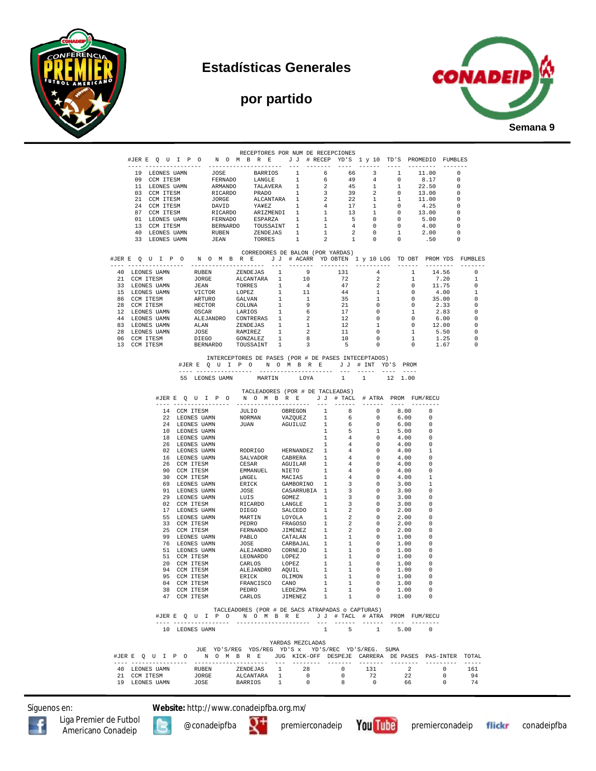# Estadísticas Generales

## por partido

Semana 9

### RECEPTORES POR NUM DE RECEPCIONES

| #JER | E Q U I P O | N O M B R E | | J J | # RECEP | YD'S | 1 y 10 | TD'S | PROMEDIO | FUMBLES |
|---|---|---|---|---|---|---|---|---|---|---|
| 19 | LEONES UAMN | JOSE | BARRIOS | 1 | 6 | 66 | 3 | 1 | 11.00 | 0 |
| 09 | CCM ITESM | FERNADO | LANGLE | 1 | 6 | 49 | 4 | 0 | 8.17 | 0 |
| 11 | LEONES UAMN | ARMANDO | TALAVERA | 1 | 2 | 45 | 1 | 1 | 22.50 | 0 |
| 03 | CCM ITESM | RICARDO | PRADO | 1 | 3 | 39 | 2 | 0 | 13.00 | 0 |
| 21 | CCM ITESM | JORGE | ALCANTARA | 1 | 2 | 22 | 1 | 1 | 11.00 | 0 |
| 24 | CCM ITESM | DAVID | YA¥EZ | 1 | 4 | 17 | 1 | 0 | 4.25 | 0 |
| 87 | CCM ITESM | RICARDO | ARIZMENDI | 1 | 1 | 13 | 1 | 0 | 13.00 | 0 |
| 01 | LEONES UAMN | FERNADO | ESPARZA | 1 | 1 | 5 | 0 | 0 | 5.00 | 0 |
| 13 | CCM ITESM | BERNARDO | TOUSSAINT | 1 | 1 | 4 | 0 | 0 | 4.00 | 0 |
| 40 | LEONES UAMN | RUBEN | ZENDEJAS | 1 | 1 | 2 | 0 | 1 | 2.00 | 0 |
| 33 | LEONES UAMN | JEAN | TORRES | 1 | 2 | 1 | 0 | 0 | .50 | 0 |

### CORREDORES DE BALON (POR YARDAS)

| #JER | E Q U I P O | N O M B R E | | J J | # ACARR | YD OBTEN | 1 y 10 LOG | TD OBT | PROM YDS | FUMBLES |
|---|---|---|---|---|---|---|---|---|---|---|
| 40 | LEONES UAMN | RUBEN | ZENDEJAS | 1 | 9 | 131 | 4 | 1 | 14.56 | 0 |
| 21 | CCM ITESM | JORGE | ALCANTARA | 1 | 10 | 72 | 2 | 1 | 7.20 | 1 |
| 33 | LEONES UAMN | JEAN | TORRES | 1 | 4 | 47 | 2 | 0 | 11.75 | 0 |
| 15 | LEONES UAMN | VICTOR | LOPEZ | 1 | 11 | 44 | 1 | 0 | 4.00 | 1 |
| 86 | CCM ITESM | ARTURO | GALVAN | 1 | 1 | 35 | 1 | 0 | 35.00 | 0 |
| 28 | CCM ITESM | HECTOR | COLUNA | 1 | 9 | 21 | 0 | 0 | 2.33 | 0 |
| 12 | LEONES UAMN | OSCAR | LARIOS | 1 | 6 | 17 | 0 | 1 | 2.83 | 0 |
| 44 | LEONES UAMN | ALEJANDRO | CONTRERAS | 1 | 2 | 12 | 0 | 0 | 6.00 | 0 |
| 83 | LEONES UAMN | ALAN | ZENDEJAS | 1 | 1 | 12 | 1 | 0 | 12.00 | 0 |
| 28 | LEONES UAMN | JOSE | RAMIREZ | 1 | 2 | 11 | 0 | 1 | 5.50 | 0 |
| 06 | CCM ITESM | DIEGO | GONZALEZ | 1 | 8 | 10 | 0 | 1 | 1.25 | 0 |
| 13 | CCM ITESM | BERNARDO | TOUSSAINT | 1 | 3 | 5 | 0 | 0 | 1.67 | 0 |

### INTERCEPTORES DE PASES (POR # DE PASES INTECEPTADOS)

| #JER | E Q U I P O | N O M B R E | | J J | # INT | YD'S | PROM |
|---|---|---|---|---|---|---|---|
| 55 | LEONES UAMN | MARTIN | LOYA | 1 | 1 | 12 | 1.00 |

### TACLEADORES (POR # DE TACLEADAS)

| #JER | E Q U I P O | N O M B R E | | J J | # TACL | # ATRA | PROM | FUM/RECU |
|---|---|---|---|---|---|---|---|---|
| 14 | CCM ITESM | JULIO | OBREGON | 1 | 8 | 0 | 8.00 | 0 |
| 22 | LEONES UAMN | NORMAN | VAZQUEZ | 1 | 6 | 0 | 6.00 | 0 |
| 24 | LEONES UAMN | JUAN | AGUILUZ | 1 | 6 | 0 | 6.00 | 0 |
| 10 | LEONES UAMN | | | 1 | 5 | 1 | 5.00 | 0 |
| 18 | LEONES UAMN | | | 1 | 4 | 0 | 4.00 | 0 |
| 26 | LEONES UAMN | | | 1 | 4 | 0 | 4.00 | 0 |
| 02 | LEONES UAMN | RODRIGO | HERNANDEZ | 1 | 4 | 0 | 4.00 | 1 |
| 16 | LEONES UAMN | SALVADOR | CABRERA | 1 | 4 | 0 | 4.00 | 0 |
| 26 | CCM ITESM | CESAR | AGUILAR | 1 | 4 | 0 | 4.00 | 0 |
| 90 | CCM ITESM | EMMANUEL | NIETO | 1 | 4 | 0 | 4.00 | 0 |
| 30 | CCM ITESM | µNGEL | MACIAS | 1 | 4 | 0 | 4.00 | 1 |
| 69 | LEONES UAMN | ERICK | GAMBORINO | 1 | 3 | 0 | 3.00 | 1 |
| 91 | LEONES UAMN | JOSE | CASARRUBIA | 1 | 3 | 0 | 3.00 | 0 |
| 29 | LEONES UAMN | LUIS | GOMEZ | 1 | 3 | 0 | 3.00 | 0 |
| 02 | CCM ITESM | RICARDO | LANGLE | 1 | 3 | 0 | 3.00 | 0 |
| 17 | LEONES UAMN | DIEGO | SALCEDO | 1 | 2 | 0 | 2.00 | 0 |
| 55 | LEONES UAMN | MARTIN | LOYOLA | 1 | 2 | 0 | 2.00 | 0 |
| 33 | CCM ITESM | PEDRO | FRAGOSO | 1 | 2 | 0 | 2.00 | 0 |
| 25 | CCM ITESM | FERNANDO | JIMENEZ | 1 | 2 | 0 | 2.00 | 0 |
| 99 | LEONES UAMN | PABLO | CATALAN | 1 | 1 | 0 | 1.00 | 0 |
| 76 | LEONES UAMN | JOSE | CARBAJAL | 1 | 1 | 0 | 1.00 | 0 |
| 51 | LEONES UAMN | ALEJANDRO | CORNEJO | 1 | 1 | 0 | 1.00 | 0 |
| 51 | CCM ITESM | LEONARDO | LOPEZ | 1 | 1 | 0 | 1.00 | 0 |
| 20 | CCM ITESM | CARLOS | LOPEZ | 1 | 1 | 0 | 1.00 | 0 |
| 94 | CCM ITESM | ALEJANDRO | AQUIL | 1 | 1 | 0 | 1.00 | 0 |
| 95 | CCM ITESM | ERICK | OLIMON | 1 | 1 | 0 | 1.00 | 0 |
| 04 | CCM ITESM | FRANCISCO | CANO | 1 | 1 | 0 | 1.00 | 0 |
| 38 | CCM ITESM | PEDRO | LEDEZMA | 1 | 1 | 0 | 1.00 | 0 |
| 47 | CCM ITESM | CARLOS | JIMENEZ | 1 | 1 | 0 | 1.00 | 0 |

### TACLEADORES (POR # DE SACS ATRAPADAS o CAPTURAS)

| #JER | E Q U I P O | N O M B R E | | J J | # TACL | # ATRA | PROM | FUM/RECU |
|---|---|---|---|---|---|---|---|---|
| 10 | LEONES UAMN | | | 1 | 5 | 1 | 5.00 | 0 |

### YARDAS MEZCLADAS

| #JER | E Q U I P O | N O M B R E | | JUE JUG | YD'S/REG KICK-OFF | YDS/REG DESPEJE | YD'S x CARRERA | YD'S/REC DE PASES | YD'S/REG. PAS-INTER | SUMA TOTAL |
|---|---|---|---|---|---|---|---|---|---|---|
| 40 | LEONES UAMN | RUBEN | ZENDEJAS | 1 | 28 | 0 | 131 | 2 | 0 | 161 |
| 21 | CCM ITESM | JORGE | ALCANTARA | 1 | 0 | 0 | 72 | 22 | 0 | 94 |
| 19 | LEONES UAMN | JOSE | BARRIOS | 1 | 0 | 8 | 0 | 66 | 0 | 74 |

Síguenos en: **Website:** http://www.conadeipfba.org.mx/

Liga Premier de Futbol Americano Conadeip | @conadeipfba | premierconadeip | premierconadeip | conadeipfba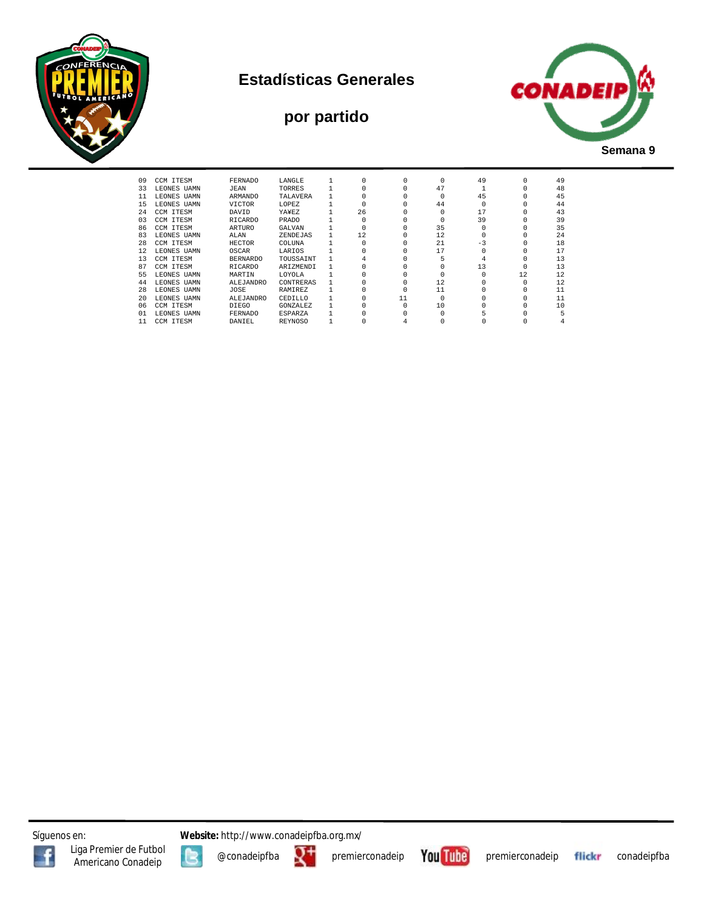# Estadísticas Generales

## por partido

Semana 9

| | | | | | | | | | | |
|---|---|---|---|---|---|---|---|---|---|---|
| 09 | CCM ITESM | FERNADO | LANGLE | 1 | 0 | 0 | 0 | 49 | 0 | 49 |
| 33 | LEONES UAMN | JEAN | TORRES | 1 | 0 | 0 | 47 | 1 | 0 | 48 |
| 11 | LEONES UAMN | ARMANDO | TALAVERA | 1 | 0 | 0 | 0 | 45 | 0 | 45 |
| 15 | LEONES UAMN | VICTOR | LOPEZ | 1 | 0 | 0 | 44 | 0 | 0 | 44 |
| 24 | CCM ITESM | DAVID | YA¥EZ | 1 | 26 | 0 | 0 | 17 | 0 | 43 |
| 03 | CCM ITESM | RICARDO | PRADO | 1 | 0 | 0 | 0 | 39 | 0 | 39 |
| 86 | CCM ITESM | ARTURO | GALVAN | 1 | 0 | 0 | 35 | 0 | 0 | 35 |
| 83 | LEONES UAMN | ALAN | ZENDEJAS | 1 | 12 | 0 | 12 | 0 | 0 | 24 |
| 28 | CCM ITESM | HECTOR | COLUNA | 1 | 0 | 0 | 21 | -3 | 0 | 18 |
| 12 | LEONES UAMN | OSCAR | LARIOS | 1 | 0 | 0 | 17 | 0 | 0 | 17 |
| 13 | CCM ITESM | BERNARDO | TOUSSAINT | 1 | 4 | 0 | 5 | 4 | 0 | 13 |
| 87 | CCM ITESM | RICARDO | ARIZMENDI | 1 | 0 | 0 | 0 | 13 | 0 | 13 |
| 55 | LEONES UAMN | MARTIN | LOYOLA | 1 | 0 | 0 | 0 | 0 | 12 | 12 |
| 44 | LEONES UAMN | ALEJANDRO | CONTRERAS | 1 | 0 | 0 | 12 | 0 | 0 | 12 |
| 28 | LEONES UAMN | JOSE | RAMIREZ | 1 | 0 | 0 | 11 | 0 | 0 | 11 |
| 20 | LEONES UAMN | ALEJANDRO | CEDILLO | 1 | 0 | 11 | 0 | 0 | 0 | 11 |
| 06 | CCM ITESM | DIEGO | GONZALEZ | 1 | 0 | 0 | 10 | 0 | 0 | 10 |
| 01 | LEONES UAMN | FERNADO | ESPARZA | 1 | 0 | 0 | 0 | 5 | 0 | 5 |
| 11 | CCM ITESM | DANIEL | REYNOSO | 1 | 0 | 4 | 0 | 0 | 0 | 4 |

Síguenos en: Liga Premier de Futbol Americano Conadeip

**Website:** http://www.conadeipfba.org.mx/

@conadeipfba premierconadeip premierconadeip conadeipfba